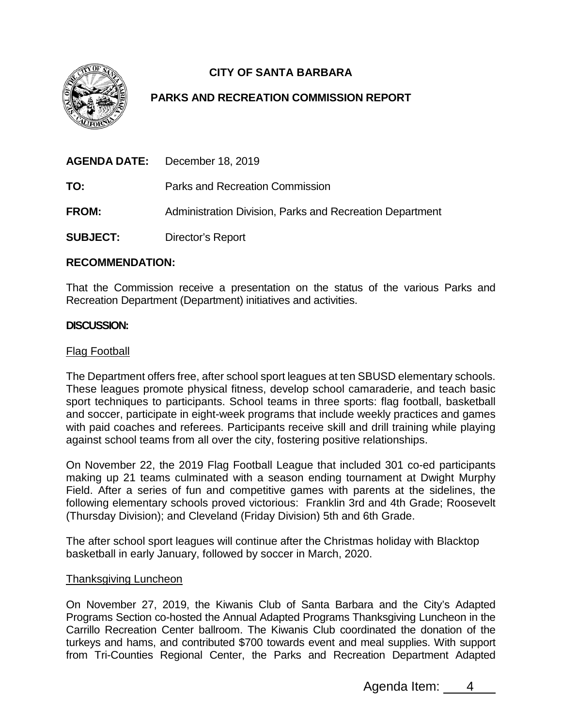# CITY OF SANTA BARBARA

## PARKS AND RECREATION COMMISSION REPORT

**AGENDA DATE:** December 18, 2019

**TO:** Parks and Recreation Commission

**FROM:** Administration Division, Parks and Recreation Department

**SUBJECT:** Director's Report

**RECOMMENDATION:**

That the Commission receive a presentation on the status of the various Parks and Recreation Department (Department) initiatives and activities.

**DISCUSSION:**

Flag Football

The Department offers free, after school sport leagues at ten SBUSD elementary schools. These leagues promote physical fitness, develop school camaraderie, and teach basic sport techniques to participants. School teams in three sports: flag football, basketball and soccer, participate in eight-week programs that include weekly practices and games with paid coaches and referees. Participants receive skill and drill training while playing against school teams from all over the city, fostering positive relationships.

On November 22, the 2019 Flag Football League that included 301 co-ed participants making up 21 teams culminated with a season ending tournament at Dwight Murphy Field. After a series of fun and competitive games with parents at the sidelines, the following elementary schools proved victorious: Franklin 3rd and 4th Grade; Roosevelt (Thursday Division); and Cleveland (Friday Division) 5th and 6th Grade.

The after school sport leagues will continue after the Christmas holiday with Blacktop basketball in early January, followed by soccer in March, 2020.

Thanksgiving Luncheon

On November 27, 2019, the Kiwanis Club of Santa Barbara and the City's Adapted Programs Section co-hosted the Annual Adapted Programs Thanksgiving Luncheon in the Carrillo Recreation Center ballroom. The Kiwanis Club coordinated the donation of the turkeys and hams, and contributed $700 towards event and meal supplies. With support from Tri-Counties Regional Center, the Parks and Recreation Department Adapted

Agenda Item: 4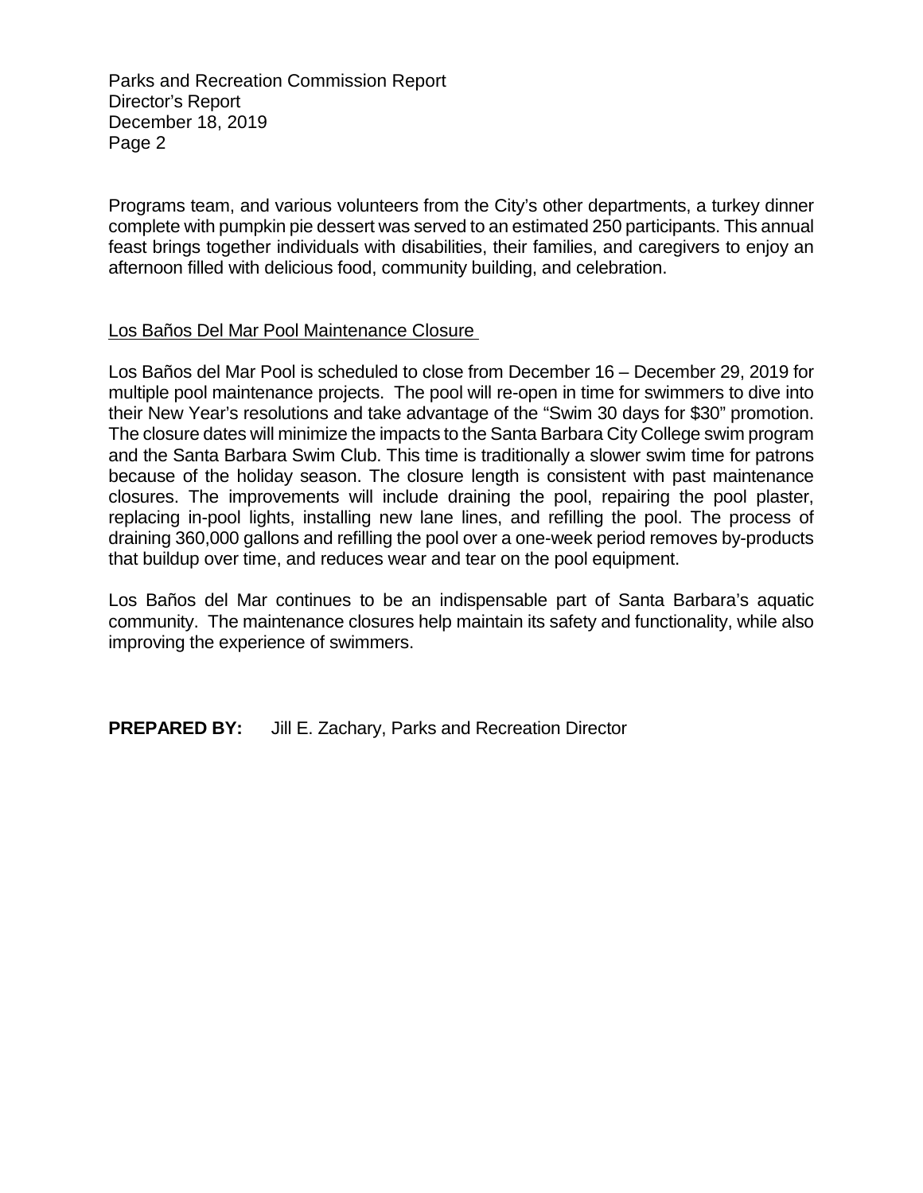Programs team, and various volunteers from the City's other departments, a turkey dinner complete with pumpkin pie dessert was served to an estimated 250 participants. This annual feast brings together individuals with disabilities, their families, and caregivers to enjoy an afternoon filled with delicious food, community building, and celebration.

## Los Baños Del Mar Pool Maintenance Closure

Los Baños del Mar Pool is scheduled to close from December 16 – December 29, 2019 for multiple pool maintenance projects. The pool will re-open in time for swimmers to dive into their New Year's resolutions and take advantage of the "Swim 30 days for $30" promotion. The closure dates will minimize the impacts to the Santa Barbara City College swim program and the Santa Barbara Swim Club. This time is traditionally a slower swim time for patrons because of the holiday season. The closure length is consistent with past maintenance closures. The improvements will include draining the pool, repairing the pool plaster, replacing in-pool lights, installing new lane lines, and refilling the pool. The process of draining 360,000 gallons and refilling the pool over a one-week period removes by-products that buildup over time, and reduces wear and tear on the pool equipment.

Los Baños del Mar continues to be an indispensable part of Santa Barbara's aquatic community. The maintenance closures help maintain its safety and functionality, while also improving the experience of swimmers.

**PREPARED BY:** Jill E. Zachary, Parks and Recreation Director